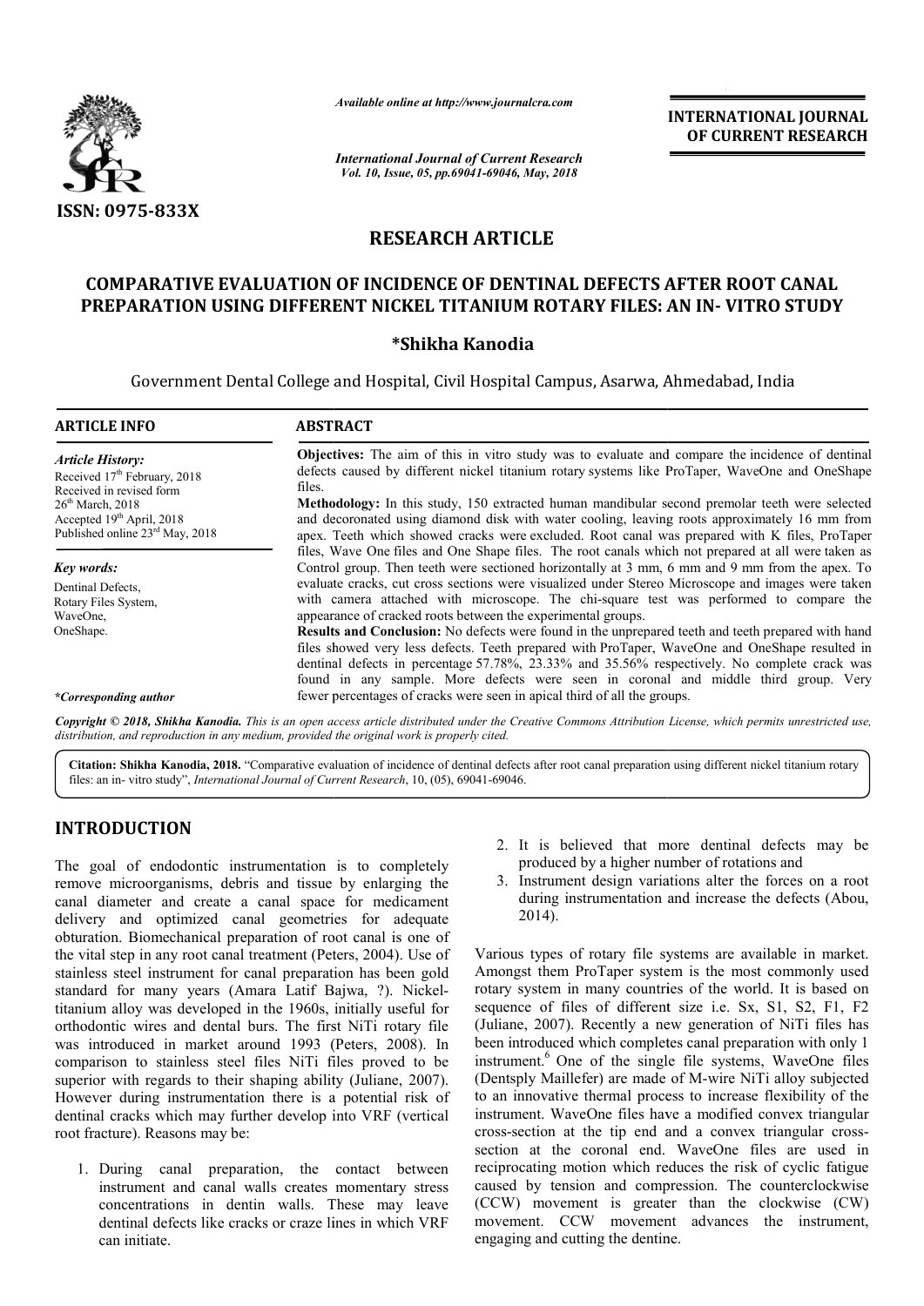ISSN: 0975-833X

*Available online at http://www.journalcra.com*

*International Journal of Current Research*
*Vol. 10, Issue, 05, pp.69041-69046, May, 2018*

**INTERNATIONAL JOURNAL OF CURRENT RESEARCH**

## RESEARCH ARTICLE

# COMPARATIVE EVALUATION OF INCIDENCE OF DENTINAL DEFECTS AFTER ROOT CANAL PREPARATION USING DIFFERENT NICKEL TITANIUM ROTARY FILES: AN IN- VITRO STUDY

**\*Shikha Kanodia**

Government Dental College and Hospital, Civil Hospital Campus, Asarwa, Ahmedabad, India

**ARTICLE INFO**

*Article History:*
Received 17th February, 2018
Received in revised form
26th March, 2018
Accepted 19th April, 2018
Published online 23rd May, 2018

*Key words:*
Dentinal Defects,
Rotary Files System,
WaveOne,
OneShape.

*\*Corresponding author*

**ABSTRACT**

**Objectives:** The aim of this in vitro study was to evaluate and compare the incidence of dentinal defects caused by different nickel titanium rotary systems like ProTaper, WaveOne and OneShape files.

**Methodology:** In this study, 150 extracted human mandibular second premolar teeth were selected and decoronated using diamond disk with water cooling, leaving roots approximately 16 mm from apex. Teeth which showed cracks were excluded. Root canal was prepared with K files, ProTaper files, Wave One files and One Shape files. The root canals which not prepared at all were taken as Control group. Then teeth were sectioned horizontally at 3 mm, 6 mm and 9 mm from the apex. To evaluate cracks, cut cross sections were visualized under Stereo Microscope and images were taken with camera attached with microscope. The chi-square test was performed to compare the appearance of cracked roots between the experimental groups.

**Results and Conclusion:** No defects were found in the unprepared teeth and teeth prepared with hand files showed very less defects. Teeth prepared with ProTaper, WaveOne and OneShape resulted in dentinal defects in percentage 57.78%, 23.33% and 35.56% respectively. No complete crack was found in any sample. More defects were seen in coronal and middle third group. Very fewer percentages of cracks were seen in apical third of all the groups.

*Copyright © 2018, Shikha Kanodia. This is an open access article distributed under the Creative Commons Attribution License, which permits unrestricted use, distribution, and reproduction in any medium, provided the original work is properly cited.*

**Citation: Shikha Kanodia, 2018.** "Comparative evaluation of incidence of dentinal defects after root canal preparation using different nickel titanium rotary files: an in- vitro study", *International Journal of Current Research*, 10, (05), 69041-69046.

## INTRODUCTION

The goal of endodontic instrumentation is to completely remove microorganisms, debris and tissue by enlarging the canal diameter and create a canal space for medicament delivery and optimized canal geometries for adequate obturation. Biomechanical preparation of root canal is one of the vital step in any root canal treatment (Peters, 2004). Use of stainless steel instrument for canal preparation has been gold standard for many years (Amara Latif Bajwa, ?). Nickel-titanium alloy was developed in the 1960s, initially useful for orthodontic wires and dental burs. The first NiTi rotary file was introduced in market around 1993 (Peters, 2008). In comparison to stainless steel files NiTi files proved to be superior with regards to their shaping ability (Juliane, 2007). However during instrumentation there is a potential risk of dentinal cracks which may further develop into VRF (vertical root fracture). Reasons may be:

1. During canal preparation, the contact between instrument and canal walls creates momentary stress concentrations in dentin walls. These may leave dentinal defects like cracks or craze lines in which VRF can initiate.
2. It is believed that more dentinal defects may be produced by a higher number of rotations and
3. Instrument design variations alter the forces on a root during instrumentation and increase the defects (Abou, 2014).

Various types of rotary file systems are available in market. Amongst them ProTaper system is the most commonly used rotary system in many countries of the world. It is based on sequence of files of different size i.e. Sx, S1, S2, F1, F2 (Juliane, 2007). Recently a new generation of NiTi files has been introduced which completes canal preparation with only 1 instrument.[6] One of the single file systems, WaveOne files (Dentsply Maillefer) are made of M-wire NiTi alloy subjected to an innovative thermal process to increase flexibility of the instrument. WaveOne files have a modified convex triangular cross-section at the tip end and a convex triangular cross-section at the coronal end. WaveOne files are used in reciprocating motion which reduces the risk of cyclic fatigue caused by tension and compression. The counterclockwise (CCW) movement is greater than the clockwise (CW) movement. CCW movement advances the instrument, engaging and cutting the dentine.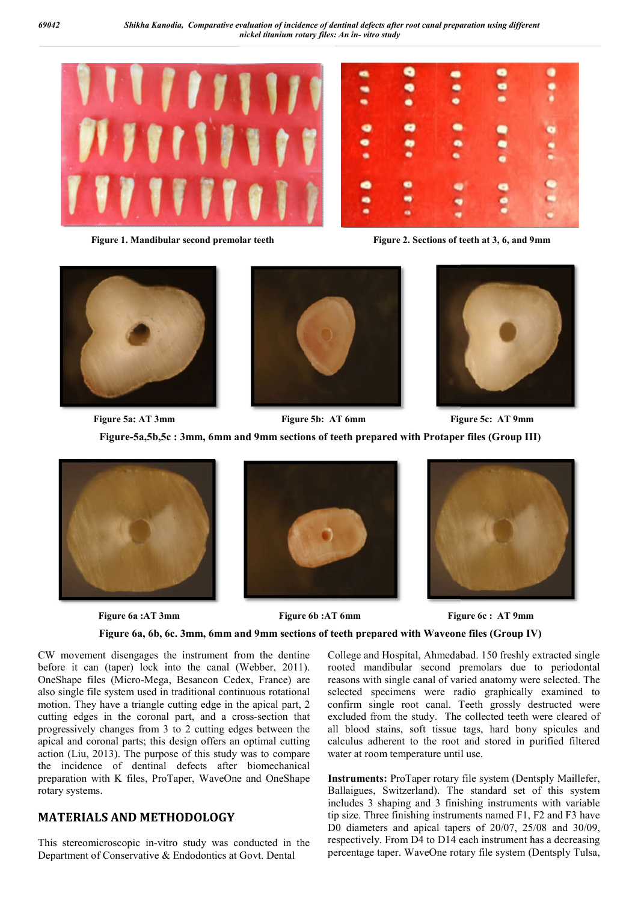Figure 1. Mandibular second premolar teeth

Figure 2. Sections of teeth at 3, 6, and 9mm

Figure 5a: AT 3mm

Figure 5b: AT 6mm

Figure 5c: AT 9mm

**Figure-5a,5b,5c : 3mm, 6mm and 9mm sections of teeth prepared with Protaper files (Group III)**

Figure 6a :AT 3mm

Figure 6b :AT 6mm

Figure 6c : AT 9mm

**Figure 6a, 6b, 6c. 3mm, 6mm and 9mm sections of teeth prepared with Waveone files (Group IV)**

CW movement disengages the instrument from the dentine before it can (taper) lock into the canal (Webber, 2011). OneShape files (Micro-Mega, Besancon Cedex, France) are also single file system used in traditional continuous rotational motion. They have a triangle cutting edge in the apical part, 2 cutting edges in the coronal part, and a cross-section that progressively changes from 3 to 2 cutting edges between the apical and coronal parts; this design offers an optimal cutting action (Liu, 2013). The purpose of this study was to compare the incidence of dentinal defects after biomechanical preparation with K files, ProTaper, WaveOne and OneShape rotary systems.

## MATERIALS AND METHODOLOGY

This stereomicroscopic in-vitro study was conducted in the Department of Conservative & Endodontics at Govt. Dental College and Hospital, Ahmedabad. 150 freshly extracted single rooted mandibular second premolars due to periodontal reasons with single canal of varied anatomy were selected. The selected specimens were radio graphically examined to confirm single root canal. Teeth grossly destructed were excluded from the study. The collected teeth were cleared of all blood stains, soft tissue tags, hard bony spicules and calculus adherent to the root and stored in purified filtered water at room temperature until use.

**Instruments:** ProTaper rotary file system (Dentsply Maillefer, Ballaigues, Switzerland). The standard set of this system includes 3 shaping and 3 finishing instruments with variable tip size. Three finishing instruments named F1, F2 and F3 have D0 diameters and apical tapers of 20/07, 25/08 and 30/09, respectively. From D4 to D14 each instrument has a decreasing percentage taper. WaveOne rotary file system (Dentsply Tulsa,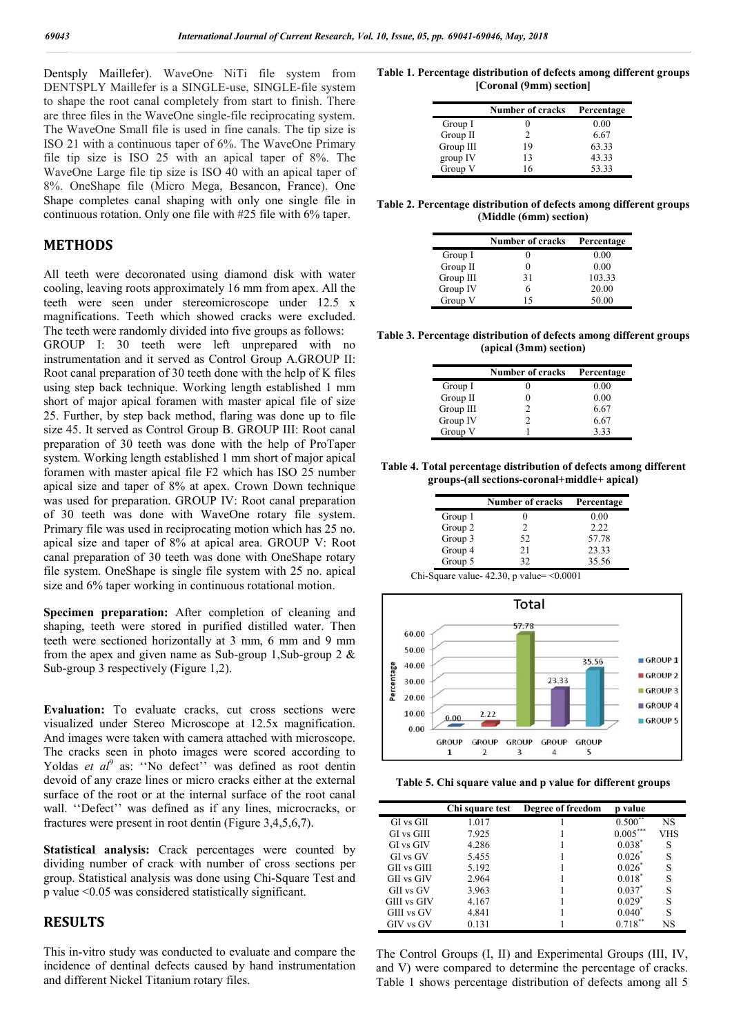Dentsply Maillefer). WaveOne NiTi file system from DENTSPLY Maillefer is a SINGLE-use, SINGLE-file system to shape the root canal completely from start to finish. There are three files in the WaveOne single-file reciprocating system. The WaveOne Small file is used in fine canals. The tip size is ISO 21 with a continuous taper of 6%. The WaveOne Primary file tip size is ISO 25 with an apical taper of 8%. The WaveOne Large file tip size is ISO 40 with an apical taper of 8%. OneShape file (Micro Mega, Besancon, France). One Shape completes canal shaping with only one single file in continuous rotation. Only one file with #25 file with 6% taper.

## METHODS

All teeth were decoronated using diamond disk with water cooling, leaving roots approximately 16 mm from apex. All the teeth were seen under stereomicroscope under 12.5 x magnifications. Teeth which showed cracks were excluded. The teeth were randomly divided into five groups as follows: GROUP I: 30 teeth were left unprepared with no instrumentation and it served as Control Group A.GROUP II: Root canal preparation of 30 teeth done with the help of K files using step back technique. Working length established 1 mm short of major apical foramen with master apical file of size 25. Further, by step back method, flaring was done up to file size 45. It served as Control Group B. GROUP III: Root canal preparation of 30 teeth was done with the help of ProTaper system. Working length established 1 mm short of major apical foramen with master apical file F2 which has ISO 25 number apical size and taper of 8% at apex. Crown Down technique was used for preparation. GROUP IV: Root canal preparation of 30 teeth was done with WaveOne rotary file system. Primary file was used in reciprocating motion which has 25 no. apical size and taper of 8% at apical area. GROUP V: Root canal preparation of 30 teeth was done with OneShape rotary file system. OneShape is single file system with 25 no. apical size and 6% taper working in continuous rotational motion.

**Specimen preparation:** After completion of cleaning and shaping, teeth were stored in purified distilled water. Then teeth were sectioned horizontally at 3 mm, 6 mm and 9 mm from the apex and given name as Sub-group 1,Sub-group 2 & Sub-group 3 respectively (Figure 1,2).

**Evaluation:** To evaluate cracks, cut cross sections were visualized under Stereo Microscope at 12.5x magnification. And images were taken with camera attached with microscope. The cracks seen in photo images were scored according to Yoldas *et al*[9] as: ''No defect'' was defined as root dentin devoid of any craze lines or micro cracks either at the external surface of the root or at the internal surface of the root canal wall. ''Defect'' was defined as if any lines, microcracks, or fractures were present in root dentin (Figure 3,4,5,6,7).

**Statistical analysis:** Crack percentages were counted by dividing number of crack with number of cross sections per group. Statistical analysis was done using Chi-Square Test and p value <0.05 was considered statistically significant.

## RESULTS

This in-vitro study was conducted to evaluate and compare the incidence of dentinal defects caused by hand instrumentation and different Nickel Titanium rotary files.

**Table 1. Percentage distribution of defects among different groups [Coronal (9mm) section]**

| | Number of cracks | Percentage |
|---|---|---|
| Group I | 0 | 0.00 |
| Group II | 2 | 6.67 |
| Group III | 19 | 63.33 |
| group IV | 13 | 43.33 |
| Group V | 16 | 53.33 |

**Table 2. Percentage distribution of defects among different groups (Middle (6mm) section)**

| | Number of cracks | Percentage |
|---|---|---|
| Group I | 0 | 0.00 |
| Group II | 0 | 0.00 |
| Group III | 31 | 103.33 |
| Group IV | 6 | 20.00 |
| Group V | 15 | 50.00 |

**Table 3. Percentage distribution of defects among different groups (apical (3mm) section)**

| | Number of cracks | Percentage |
|---|---|---|
| Group I | 0 | 0.00 |
| Group II | 0 | 0.00 |
| Group III | 2 | 6.67 |
| Group IV | 2 | 6.67 |
| Group V | 1 | 3.33 |

**Table 4. Total percentage distribution of defects among different groups-(all sections-coronal+middle+ apical)**

| | Number of cracks | Percentage |
|---|---|---|
| Group 1 | 0 | 0.00 |
| Group 2 | 2 | 2.22 |
| Group 3 | 52 | 57.78 |
| Group 4 | 21 | 23.33 |
| Group 5 | 32 | 35.56 |

Chi-Square value- 42.30, p value= <0.0001

**Table 5. Chi square value and p value for different groups**

| | Chi square test | Degree of freedom | p value | |
|---|---|---|---|---|
| GI vs GII | 1.017 | 1 | 0.500** | NS |
| GI vs GIII | 7.925 | 1 | 0.005*** | VHS |
| GI vs GIV | 4.286 | 1 | 0.038* | S |
| GI vs GV | 5.455 | 1 | 0.026* | S |
| GII vs GIII | 5.192 | 1 | 0.026* | S |
| GII vs GIV | 2.964 | 1 | 0.018* | S |
| GII vs GV | 3.963 | 1 | 0.037* | S |
| GIII vs GIV | 4.167 | 1 | 0.029* | S |
| GIII vs GV | 4.841 | 1 | 0.040* | S |
| GIV vs GV | 0.131 | 1 | 0.718** | NS |

The Control Groups (I, II) and Experimental Groups (III, IV, and V) were compared to determine the percentage of cracks. Table 1 shows percentage distribution of defects among all 5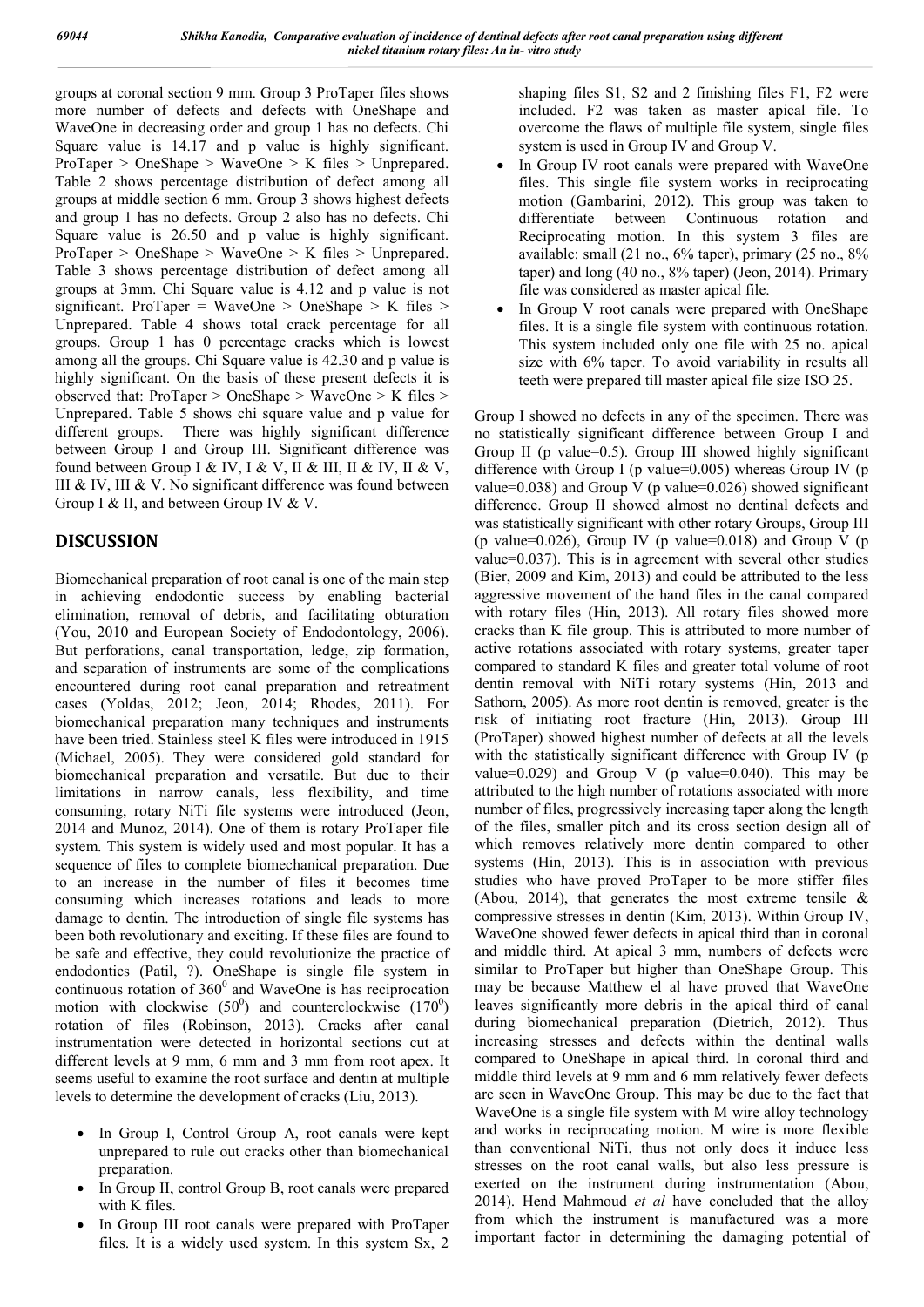groups at coronal section 9 mm. Group 3 ProTaper files shows more number of defects and defects with OneShape and WaveOne in decreasing order and group 1 has no defects. Chi Square value is 14.17 and p value is highly significant. ProTaper > OneShape > WaveOne > K files > Unprepared. Table 2 shows percentage distribution of defect among all groups at middle section 6 mm. Group 3 shows highest defects and group 1 has no defects. Group 2 also has no defects. Chi Square value is 26.50 and p value is highly significant. ProTaper > OneShape > WaveOne > K files > Unprepared. Table 3 shows percentage distribution of defect among all groups at 3mm. Chi Square value is 4.12 and p value is not significant. ProTaper = WaveOne > OneShape > K files > Unprepared. Table 4 shows total crack percentage for all groups. Group 1 has 0 percentage cracks which is lowest among all the groups. Chi Square value is 42.30 and p value is highly significant. On the basis of these present defects it is observed that: ProTaper > OneShape > WaveOne > K files > Unprepared. Table 5 shows chi square value and p value for different groups. There was highly significant difference between Group I and Group III. Significant difference was found between Group I & IV, I & V, II & III, II & IV, II & V, III & IV, III & V. No significant difference was found between Group I & II, and between Group IV & V.

## DISCUSSION

Biomechanical preparation of root canal is one of the main step in achieving endodontic success by enabling bacterial elimination, removal of debris, and facilitating obturation (You, 2010 and European Society of Endodontology, 2006). But perforations, canal transportation, ledge, zip formation, and separation of instruments are some of the complications encountered during root canal preparation and retreatment cases (Yoldas, 2012; Jeon, 2014; Rhodes, 2011). For biomechanical preparation many techniques and instruments have been tried. Stainless steel K files were introduced in 1915 (Michael, 2005). They were considered gold standard for biomechanical preparation and versatile. But due to their limitations in narrow canals, less flexibility, and time consuming, rotary NiTi file systems were introduced (Jeon, 2014 and Munoz, 2014). One of them is rotary ProTaper file system. This system is widely used and most popular. It has a sequence of files to complete biomechanical preparation. Due to an increase in the number of files it becomes time consuming which increases rotations and leads to more damage to dentin. The introduction of single file systems has been both revolutionary and exciting. If these files are found to be safe and effective, they could revolutionize the practice of endodontics (Patil, ?). OneShape is single file system in continuous rotation of $360^0$ and WaveOne is has reciprocation motion with clockwise ($50^0$) and counterclockwise ($170^0$) rotation of files (Robinson, 2013). Cracks after canal instrumentation were detected in horizontal sections cut at different levels at 9 mm, 6 mm and 3 mm from root apex. It seems useful to examine the root surface and dentin at multiple levels to determine the development of cracks (Liu, 2013).

- In Group I, Control Group A, root canals were kept unprepared to rule out cracks other than biomechanical preparation.
- In Group II, control Group B, root canals were prepared with K files.
- In Group III root canals were prepared with ProTaper files. It is a widely used system. In this system Sx, 2 shaping files S1, S2 and 2 finishing files F1, F2 were included. F2 was taken as master apical file. To overcome the flaws of multiple file system, single files system is used in Group IV and Group V.
- In Group IV root canals were prepared with WaveOne files. This single file system works in reciprocating motion (Gambarini, 2012). This group was taken to differentiate between Continuous rotation and Reciprocating motion. In this system 3 files are available: small (21 no., 6% taper), primary (25 no., 8% taper) and long (40 no., 8% taper) (Jeon, 2014). Primary file was considered as master apical file.
- In Group V root canals were prepared with OneShape files. It is a single file system with continuous rotation. This system included only one file with 25 no. apical size with 6% taper. To avoid variability in results all teeth were prepared till master apical file size ISO 25.

Group I showed no defects in any of the specimen. There was no statistically significant difference between Group I and Group II (p value=0.5). Group III showed highly significant difference with Group I (p value=0.005) whereas Group IV (p value=0.038) and Group V (p value=0.026) showed significant difference. Group II showed almost no dentinal defects and was statistically significant with other rotary Groups, Group III (p value=0.026), Group IV (p value=0.018) and Group V (p value=0.037). This is in agreement with several other studies (Bier, 2009 and Kim, 2013) and could be attributed to the less aggressive movement of the hand files in the canal compared with rotary files (Hin, 2013). All rotary files showed more cracks than K file group. This is attributed to more number of active rotations associated with rotary systems, greater taper compared to standard K files and greater total volume of root dentin removal with NiTi rotary systems (Hin, 2013 and Sathorn, 2005). As more root dentin is removed, greater is the risk of initiating root fracture (Hin, 2013). Group III (ProTaper) showed highest number of defects at all the levels with the statistically significant difference with Group IV (p value=0.029) and Group V (p value=0.040). This may be attributed to the high number of rotations associated with more number of files, progressively increasing taper along the length of the files, smaller pitch and its cross section design all of which removes relatively more dentin compared to other systems (Hin, 2013). This is in association with previous studies who have proved ProTaper to be more stiffer files (Abou, 2014), that generates the most extreme tensile & compressive stresses in dentin (Kim, 2013). Within Group IV, WaveOne showed fewer defects in apical third than in coronal and middle third. At apical 3 mm, numbers of defects were similar to ProTaper but higher than OneShape Group. This may be because Matthew el al have proved that WaveOne leaves significantly more debris in the apical third of canal during biomechanical preparation (Dietrich, 2012). Thus increasing stresses and defects within the dentinal walls compared to OneShape in apical third. In coronal third and middle third levels at 9 mm and 6 mm relatively fewer defects are seen in WaveOne Group. This may be due to the fact that WaveOne is a single file system with M wire alloy technology and works in reciprocating motion. M wire is more flexible than conventional NiTi, thus not only does it induce less stresses on the root canal walls, but also less pressure is exerted on the instrument during instrumentation (Abou, 2014). Hend Mahmoud *et al* have concluded that the alloy from which the instrument is manufactured was a more important factor in determining the damaging potential of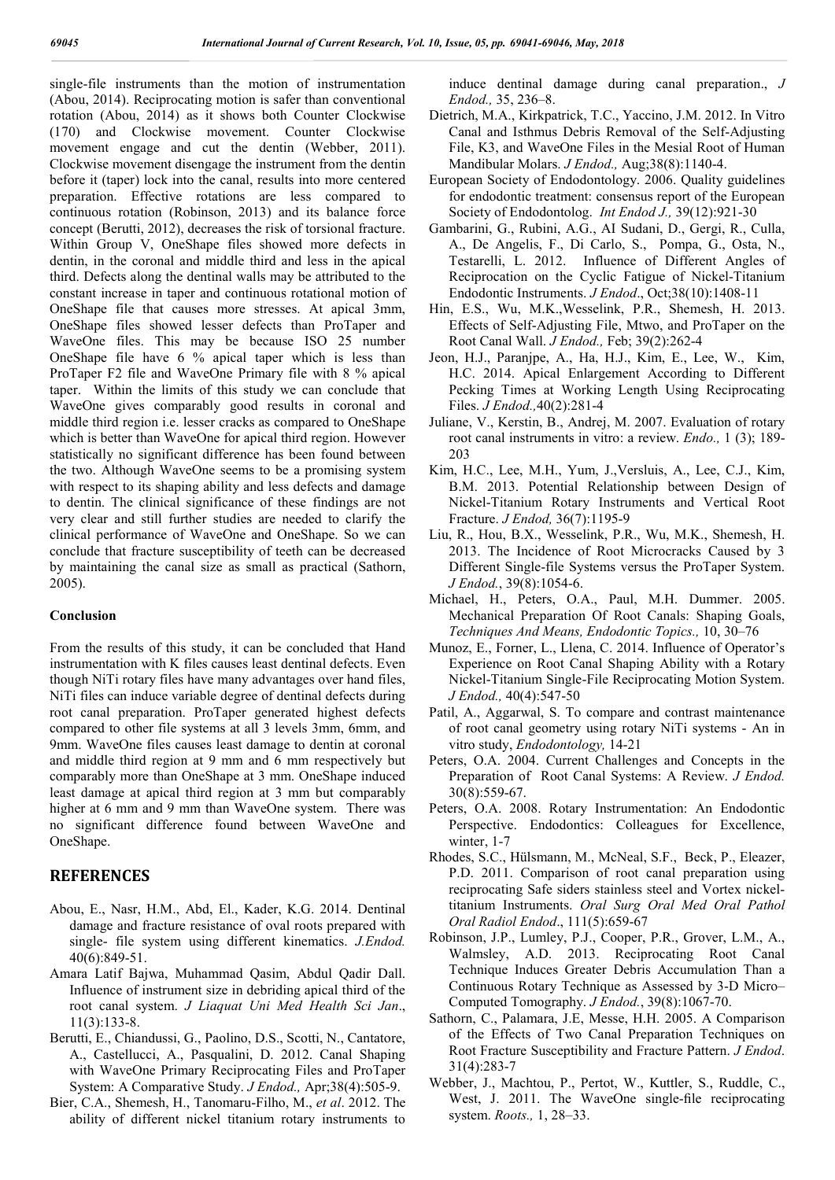single-file instruments than the motion of instrumentation (Abou, 2014). Reciprocating motion is safer than conventional rotation (Abou, 2014) as it shows both Counter Clockwise (170) and Clockwise movement. Counter Clockwise movement engage and cut the dentin (Webber, 2011). Clockwise movement disengage the instrument from the dentin before it (taper) lock into the canal, results into more centered preparation. Effective rotations are less compared to continuous rotation (Robinson, 2013) and its balance force concept (Berutti, 2012), decreases the risk of torsional fracture. Within Group V, OneShape files showed more defects in dentin, in the coronal and middle third and less in the apical third. Defects along the dentinal walls may be attributed to the constant increase in taper and continuous rotational motion of OneShape file that causes more stresses. At apical 3mm, OneShape files showed lesser defects than ProTaper and WaveOne files. This may be because ISO 25 number OneShape file have 6 % apical taper which is less than ProTaper F2 file and WaveOne Primary file with 8 % apical taper. Within the limits of this study we can conclude that WaveOne gives comparably good results in coronal and middle third region i.e. lesser cracks as compared to OneShape which is better than WaveOne for apical third region. However statistically no significant difference has been found between the two. Although WaveOne seems to be a promising system with respect to its shaping ability and less defects and damage to dentin. The clinical significance of these findings are not very clear and still further studies are needed to clarify the clinical performance of WaveOne and OneShape. So we can conclude that fracture susceptibility of teeth can be decreased by maintaining the canal size as small as practical (Sathorn, 2005).

## Conclusion

From the results of this study, it can be concluded that Hand instrumentation with K files causes least dentinal defects. Even though NiTi rotary files have many advantages over hand files, NiTi files can induce variable degree of dentinal defects during root canal preparation. ProTaper generated highest defects compared to other file systems at all 3 levels 3mm, 6mm, and 9mm. WaveOne files causes least damage to dentin at coronal and middle third region at 9 mm and 6 mm respectively but comparably more than OneShape at 3 mm. OneShape induced least damage at apical third region at 3 mm but comparably higher at 6 mm and 9 mm than WaveOne system. There was no significant difference found between WaveOne and OneShape.

## REFERENCES

Abou, E., Nasr, H.M., Abd, El., Kader, K.G. 2014. Dentinal damage and fracture resistance of oval roots prepared with single- file system using different kinematics. *J.Endod.* 40(6):849-51.

Amara Latif Bajwa, Muhammad Qasim, Abdul Qadir Dall. Influence of instrument size in debriding apical third of the root canal system. *J Liaquat Uni Med Health Sci Jan*., 11(3):133-8.

Berutti, E., Chiandussi, G., Paolino, D.S., Scotti, N., Cantatore, A., Castellucci, A., Pasqualini, D. 2012. Canal Shaping with WaveOne Primary Reciprocating Files and ProTaper System: A Comparative Study. *J Endod.,* Apr;38(4):505-9.

Bier, C.A., Shemesh, H., Tanomaru-Filho, M., *et al*. 2012. The ability of different nickel titanium rotary instruments to induce dentinal damage during canal preparation., *J Endod.,* 35, 236–8.

Dietrich, M.A., Kirkpatrick, T.C., Yaccino, J.M. 2012. In Vitro Canal and Isthmus Debris Removal of the Self-Adjusting File, K3, and WaveOne Files in the Mesial Root of Human Mandibular Molars. *J Endod.,* Aug;38(8):1140-4.

European Society of Endodontology. 2006. Quality guidelines for endodontic treatment: consensus report of the European Society of Endodontolog. *Int Endod J.,* 39(12):921-30

Gambarini, G., Rubini, A.G., AI Sudani, D., Gergi, R., Culla, A., De Angelis, F., Di Carlo, S., Pompa, G., Osta, N., Testarelli, L. 2012. Influence of Different Angles of Reciprocation on the Cyclic Fatigue of Nickel-Titanium Endodontic Instruments. *J Endod*., Oct;38(10):1408-11

Hin, E.S., Wu, M.K.,Wesselink, P.R., Shemesh, H. 2013. Effects of Self-Adjusting File, Mtwo, and ProTaper on the Root Canal Wall. *J Endod.,* Feb; 39(2):262-4

Jeon, H.J., Paranjpe, A., Ha, J.H., Kim, E., Lee, W., Kim, H.C. 2014. Apical Enlargement According to Different Pecking Times at Working Length Using Reciprocating Files. *J Endod.,*40(2):281-4

Juliane, V., Kerstin, B., Andrej, M. 2007. Evaluation of rotary root canal instruments in vitro: a review. *Endo.,* 1 (3); 189-203

Kim, H.C., Lee, M.H., Yum, J.,Versluis, A., Lee, C.J., Kim, B.M. 2013. Potential Relationship between Design of Nickel-Titanium Rotary Instruments and Vertical Root Fracture. *J Endod,* 36(7):1195-9

Liu, R., Hou, B.X., Wesselink, P.R., Wu, M.K., Shemesh, H. 2013. The Incidence of Root Microcracks Caused by 3 Different Single-file Systems versus the ProTaper System. *J Endod.*, 39(8):1054-6.

Michael, H., Peters, O.A., Paul, M.H. Dummer. 2005. Mechanical Preparation Of Root Canals: Shaping Goals, *Techniques And Means, Endodontic Topics.,* 10, 30–76

Munoz, E., Forner, L., Llena, C. 2014. Influence of Operator's Experience on Root Canal Shaping Ability with a Rotary Nickel-Titanium Single-File Reciprocating Motion System. *J Endod.,* 40(4):547-50

Patil, A., Aggarwal, S. To compare and contrast maintenance of root canal geometry using rotary NiTi systems - An in vitro study, *Endodontology,* 14-21

Peters, O.A. 2004. Current Challenges and Concepts in the Preparation of Root Canal Systems: A Review. *J Endod.* 30(8):559-67.

Peters, O.A. 2008. Rotary Instrumentation: An Endodontic Perspective. Endodontics: Colleagues for Excellence, winter, 1-7

Rhodes, S.C., Hülsmann, M., McNeal, S.F., Beck, P., Eleazer, P.D. 2011. Comparison of root canal preparation using reciprocating Safe siders stainless steel and Vortex nickel-titanium Instruments. *Oral Surg Oral Med Oral Pathol Oral Radiol Endod*., 111(5):659-67

Robinson, J.P., Lumley, P.J., Cooper, P.R., Grover, L.M., A., Walmsley, A.D. 2013. Reciprocating Root Canal Technique Induces Greater Debris Accumulation Than a Continuous Rotary Technique as Assessed by 3-D Micro–Computed Tomography. *J Endod.*, 39(8):1067-70.

Sathorn, C., Palamara, J.E, Messe, H.H. 2005. A Comparison of the Effects of Two Canal Preparation Techniques on Root Fracture Susceptibility and Fracture Pattern. *J Endod*. 31(4):283-7

Webber, J., Machtou, P., Pertot, W., Kuttler, S., Ruddle, C., West, J. 2011. The WaveOne single-file reciprocating system. *Roots.,* 1, 28–33.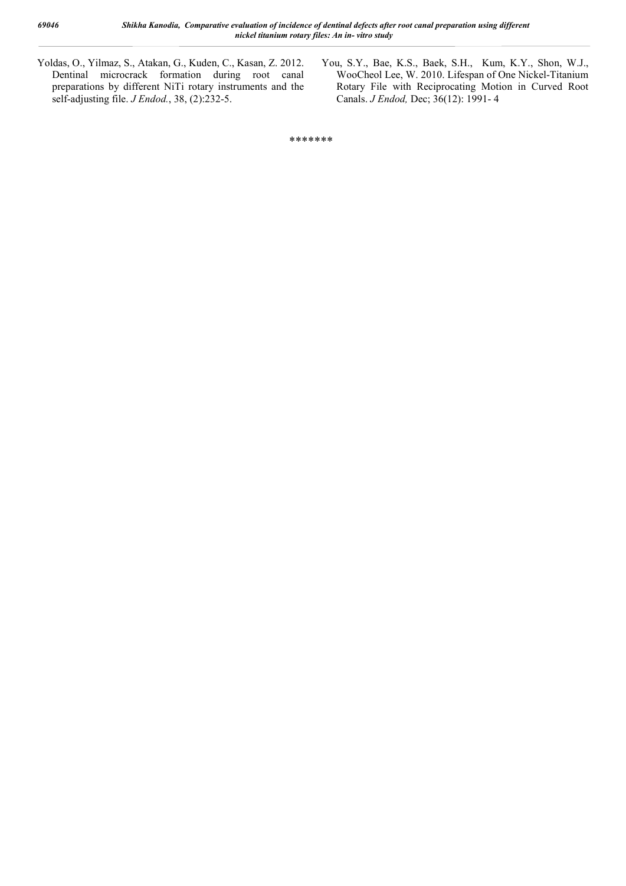Yoldas, O., Yilmaz, S., Atakan, G., Kuden, C., Kasan, Z. 2012. Dentinal microcrack formation during root canal preparations by different NiTi rotary instruments and the self-adjusting file. *J Endod.*, 38, (2):232-5.

You, S.Y., Bae, K.S., Baek, S.H., Kum, K.Y., Shon, W.J., WooCheol Lee, W. 2010. Lifespan of One Nickel-Titanium Rotary File with Reciprocating Motion in Curved Root Canals. *J Endod,* Dec; 36(12): 1991- 4

*******